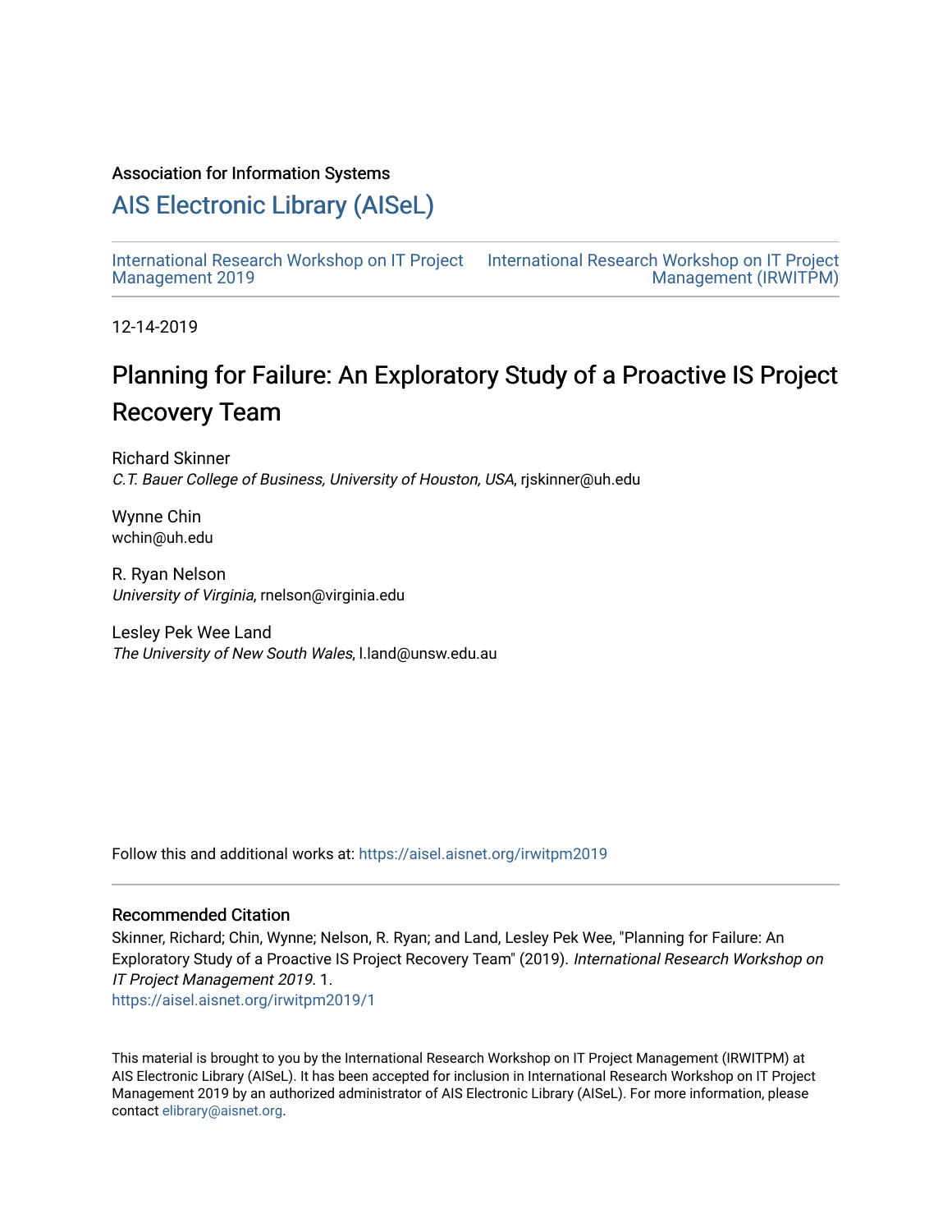Association for Information Systems

## AIS Electronic Library (AISeL)

International Research Workshop on IT Project Management 2019 | International Research Workshop on IT Project Management (IRWITPM)

12-14-2019

# Planning for Failure: An Exploratory Study of a Proactive IS Project Recovery Team

Richard Skinner
*C.T. Bauer College of Business, University of Houston, USA*, rjskinner@uh.edu

Wynne Chin
wchin@uh.edu

R. Ryan Nelson
*University of Virginia*, rnelson@virginia.edu

Lesley Pek Wee Land
*The University of New South Wales*, l.land@unsw.edu.au

Follow this and additional works at: https://aisel.aisnet.org/irwitpm2019

### Recommended Citation

Skinner, Richard; Chin, Wynne; Nelson, R. Ryan; and Land, Lesley Pek Wee, "Planning for Failure: An Exploratory Study of a Proactive IS Project Recovery Team" (2019). *International Research Workshop on IT Project Management 2019*. 1.
https://aisel.aisnet.org/irwitpm2019/1

This material is brought to you by the International Research Workshop on IT Project Management (IRWITPM) at AIS Electronic Library (AISeL). It has been accepted for inclusion in International Research Workshop on IT Project Management 2019 by an authorized administrator of AIS Electronic Library (AISeL). For more information, please contact elibrary@aisnet.org.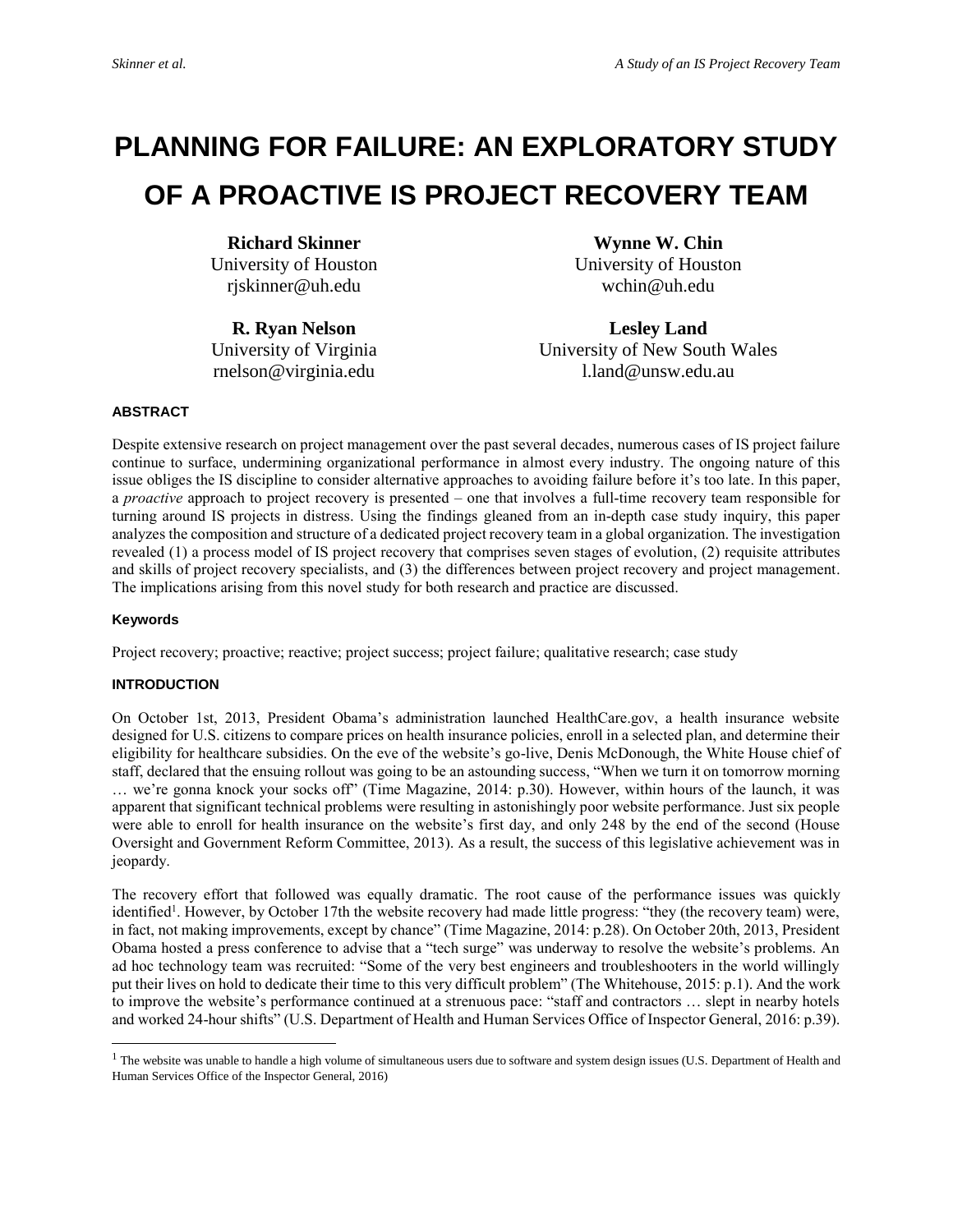# PLANNING FOR FAILURE: AN EXPLORATORY STUDY OF A PROACTIVE IS PROJECT RECOVERY TEAM

**Richard Skinner**
University of Houston
rjskinner@uh.edu

**Wynne W. Chin**
University of Houston
wchin@uh.edu

**R. Ryan Nelson**
University of Virginia
rnelson@virginia.edu

**Lesley Land**
University of New South Wales
l.land@unsw.edu.au

### ABSTRACT

Despite extensive research on project management over the past several decades, numerous cases of IS project failure continue to surface, undermining organizational performance in almost every industry. The ongoing nature of this issue obliges the IS discipline to consider alternative approaches to avoiding failure before it's too late. In this paper, a *proactive* approach to project recovery is presented – one that involves a full-time recovery team responsible for turning around IS projects in distress. Using the findings gleaned from an in-depth case study inquiry, this paper analyzes the composition and structure of a dedicated project recovery team in a global organization. The investigation revealed (1) a process model of IS project recovery that comprises seven stages of evolution, (2) requisite attributes and skills of project recovery specialists, and (3) the differences between project recovery and project management. The implications arising from this novel study for both research and practice are discussed.

#### Keywords

Project recovery; proactive; reactive; project success; project failure; qualitative research; case study

### INTRODUCTION

On October 1st, 2013, President Obama's administration launched HealthCare.gov, a health insurance website designed for U.S. citizens to compare prices on health insurance policies, enroll in a selected plan, and determine their eligibility for healthcare subsidies. On the eve of the website's go-live, Denis McDonough, the White House chief of staff, declared that the ensuing rollout was going to be an astounding success, "When we turn it on tomorrow morning … we're gonna knock your socks off" (Time Magazine, 2014: p.30). However, within hours of the launch, it was apparent that significant technical problems were resulting in astonishingly poor website performance. Just six people were able to enroll for health insurance on the website's first day, and only 248 by the end of the second (House Oversight and Government Reform Committee, 2013). As a result, the success of this legislative achievement was in jeopardy.

The recovery effort that followed was equally dramatic. The root cause of the performance issues was quickly identified[1]. However, by October 17th the website recovery had made little progress: "they (the recovery team) were, in fact, not making improvements, except by chance" (Time Magazine, 2014: p.28). On October 20th, 2013, President Obama hosted a press conference to advise that a "tech surge" was underway to resolve the website's problems. An ad hoc technology team was recruited: "Some of the very best engineers and troubleshooters in the world willingly put their lives on hold to dedicate their time to this very difficult problem" (The Whitehouse, 2015: p.1). And the work to improve the website's performance continued at a strenuous pace: "staff and contractors … slept in nearby hotels and worked 24-hour shifts" (U.S. Department of Health and Human Services Office of Inspector General, 2016: p.39).

[1] The website was unable to handle a high volume of simultaneous users due to software and system design issues (U.S. Department of Health and Human Services Office of the Inspector General, 2016)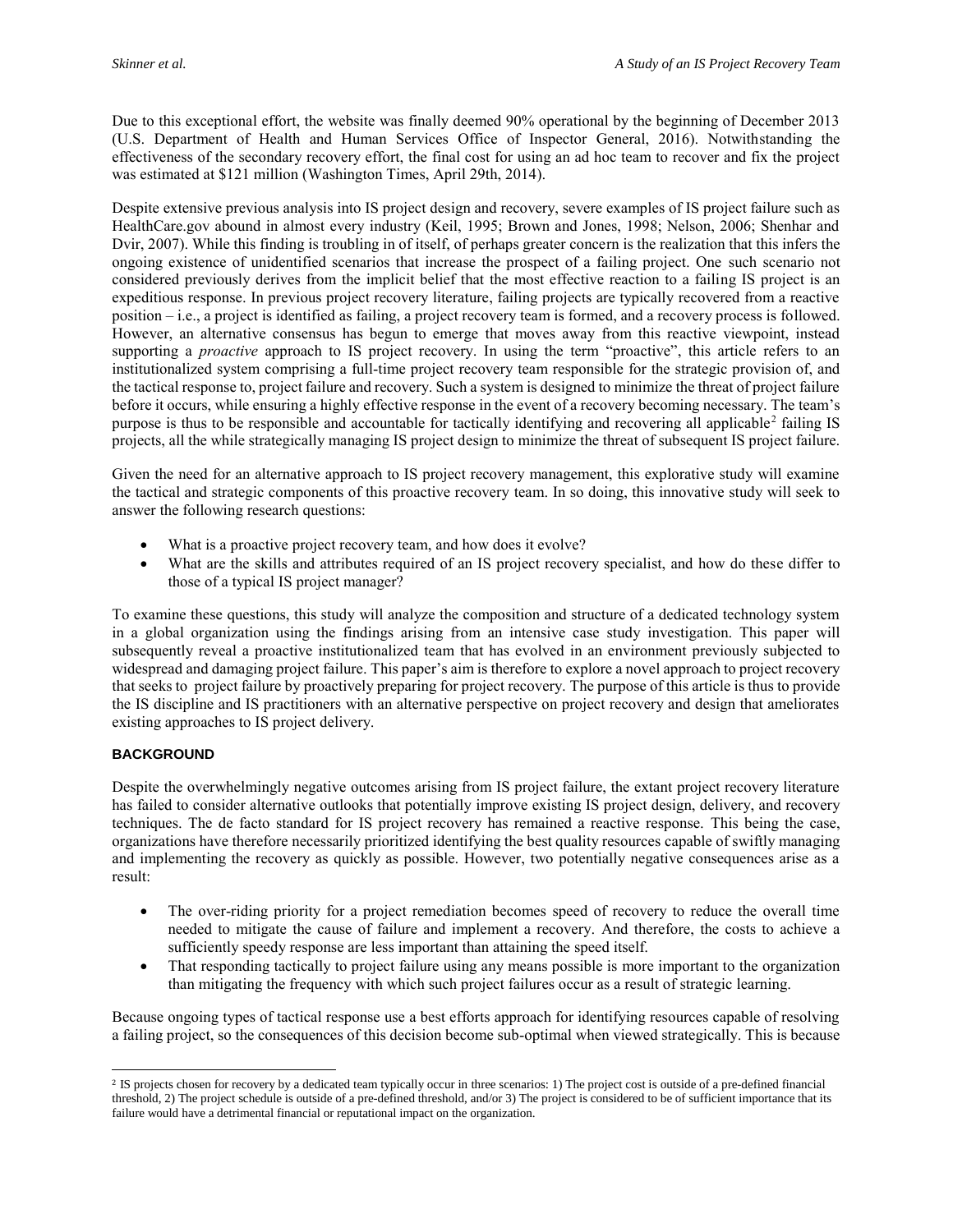Due to this exceptional effort, the website was finally deemed 90% operational by the beginning of December 2013 (U.S. Department of Health and Human Services Office of Inspector General, 2016). Notwithstanding the effectiveness of the secondary recovery effort, the final cost for using an ad hoc team to recover and fix the project was estimated at $121 million (Washington Times, April 29th, 2014).

Despite extensive previous analysis into IS project design and recovery, severe examples of IS project failure such as HealthCare.gov abound in almost every industry (Keil, 1995; Brown and Jones, 1998; Nelson, 2006; Shenhar and Dvir, 2007). While this finding is troubling in of itself, of perhaps greater concern is the realization that this infers the ongoing existence of unidentified scenarios that increase the prospect of a failing project. One such scenario not considered previously derives from the implicit belief that the most effective reaction to a failing IS project is an expeditious response. In previous project recovery literature, failing projects are typically recovered from a reactive position – i.e., a project is identified as failing, a project recovery team is formed, and a recovery process is followed. However, an alternative consensus has begun to emerge that moves away from this reactive viewpoint, instead supporting a *proactive* approach to IS project recovery. In using the term "proactive", this article refers to an institutionalized system comprising a full-time project recovery team responsible for the strategic provision of, and the tactical response to, project failure and recovery. Such a system is designed to minimize the threat of project failure before it occurs, while ensuring a highly effective response in the event of a recovery becoming necessary. The team's purpose is thus to be responsible and accountable for tactically identifying and recovering all applicable[2] failing IS projects, all the while strategically managing IS project design to minimize the threat of subsequent IS project failure.

Given the need for an alternative approach to IS project recovery management, this explorative study will examine the tactical and strategic components of this proactive recovery team. In so doing, this innovative study will seek to answer the following research questions:

- What is a proactive project recovery team, and how does it evolve?
- What are the skills and attributes required of an IS project recovery specialist, and how do these differ to those of a typical IS project manager?

To examine these questions, this study will analyze the composition and structure of a dedicated technology system in a global organization using the findings arising from an intensive case study investigation. This paper will subsequently reveal a proactive institutionalized team that has evolved in an environment previously subjected to widespread and damaging project failure. This paper's aim is therefore to explore a novel approach to project recovery that seeks to project failure by proactively preparing for project recovery. The purpose of this article is thus to provide the IS discipline and IS practitioners with an alternative perspective on project recovery and design that ameliorates existing approaches to IS project delivery.

## BACKGROUND

Despite the overwhelmingly negative outcomes arising from IS project failure, the extant project recovery literature has failed to consider alternative outlooks that potentially improve existing IS project design, delivery, and recovery techniques. The de facto standard for IS project recovery has remained a reactive response. This being the case, organizations have therefore necessarily prioritized identifying the best quality resources capable of swiftly managing and implementing the recovery as quickly as possible. However, two potentially negative consequences arise as a result:

- The over-riding priority for a project remediation becomes speed of recovery to reduce the overall time needed to mitigate the cause of failure and implement a recovery. And therefore, the costs to achieve a sufficiently speedy response are less important than attaining the speed itself.
- That responding tactically to project failure using any means possible is more important to the organization than mitigating the frequency with which such project failures occur as a result of strategic learning.

Because ongoing types of tactical response use a best efforts approach for identifying resources capable of resolving a failing project, so the consequences of this decision become sub-optimal when viewed strategically. This is because

[2] IS projects chosen for recovery by a dedicated team typically occur in three scenarios: 1) The project cost is outside of a pre-defined financial threshold, 2) The project schedule is outside of a pre-defined threshold, and/or 3) The project is considered to be of sufficient importance that its failure would have a detrimental financial or reputational impact on the organization.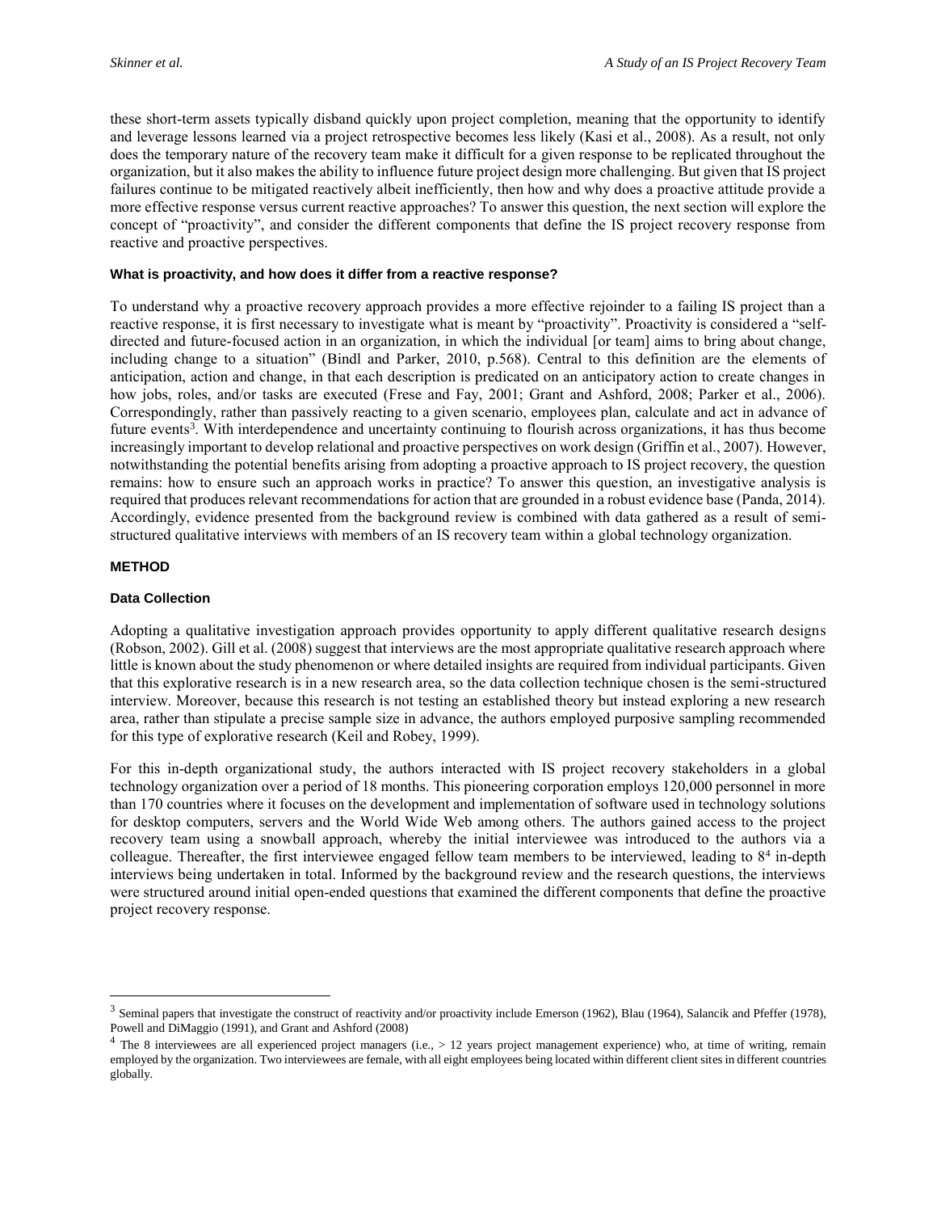these short-term assets typically disband quickly upon project completion, meaning that the opportunity to identify and leverage lessons learned via a project retrospective becomes less likely (Kasi et al., 2008). As a result, not only does the temporary nature of the recovery team make it difficult for a given response to be replicated throughout the organization, but it also makes the ability to influence future project design more challenging. But given that IS project failures continue to be mitigated reactively albeit inefficiently, then how and why does a proactive attitude provide a more effective response versus current reactive approaches? To answer this question, the next section will explore the concept of "proactivity", and consider the different components that define the IS project recovery response from reactive and proactive perspectives.

#### What is proactivity, and how does it differ from a reactive response?

To understand why a proactive recovery approach provides a more effective rejoinder to a failing IS project than a reactive response, it is first necessary to investigate what is meant by "proactivity". Proactivity is considered a "self-directed and future-focused action in an organization, in which the individual [or team] aims to bring about change, including change to a situation" (Bindl and Parker, 2010, p.568). Central to this definition are the elements of anticipation, action and change, in that each description is predicated on an anticipatory action to create changes in how jobs, roles, and/or tasks are executed (Frese and Fay, 2001; Grant and Ashford, 2008; Parker et al., 2006). Correspondingly, rather than passively reacting to a given scenario, employees plan, calculate and act in advance of future events[3]. With interdependence and uncertainty continuing to flourish across organizations, it has thus become increasingly important to develop relational and proactive perspectives on work design (Griffin et al., 2007). However, notwithstanding the potential benefits arising from adopting a proactive approach to IS project recovery, the question remains: how to ensure such an approach works in practice? To answer this question, an investigative analysis is required that produces relevant recommendations for action that are grounded in a robust evidence base (Panda, 2014). Accordingly, evidence presented from the background review is combined with data gathered as a result of semi-structured qualitative interviews with members of an IS recovery team within a global technology organization.

## METHOD

### Data Collection

Adopting a qualitative investigation approach provides opportunity to apply different qualitative research designs (Robson, 2002). Gill et al. (2008) suggest that interviews are the most appropriate qualitative research approach where little is known about the study phenomenon or where detailed insights are required from individual participants. Given that this explorative research is in a new research area, so the data collection technique chosen is the semi-structured interview. Moreover, because this research is not testing an established theory but instead exploring a new research area, rather than stipulate a precise sample size in advance, the authors employed purposive sampling recommended for this type of explorative research (Keil and Robey, 1999).

For this in-depth organizational study, the authors interacted with IS project recovery stakeholders in a global technology organization over a period of 18 months. This pioneering corporation employs 120,000 personnel in more than 170 countries where it focuses on the development and implementation of software used in technology solutions for desktop computers, servers and the World Wide Web among others. The authors gained access to the project recovery team using a snowball approach, whereby the initial interviewee was introduced to the authors via a colleague. Thereafter, the first interviewee engaged fellow team members to be interviewed, leading to 8[4] in-depth interviews being undertaken in total. Informed by the background review and the research questions, the interviews were structured around initial open-ended questions that examined the different components that define the proactive project recovery response.

---

[3] Seminal papers that investigate the construct of reactivity and/or proactivity include Emerson (1962), Blau (1964), Salancik and Pfeffer (1978), Powell and DiMaggio (1991), and Grant and Ashford (2008)

[4] The 8 interviewees are all experienced project managers (i.e., > 12 years project management experience) who, at time of writing, remain employed by the organization. Two interviewees are female, with all eight employees being located within different client sites in different countries globally.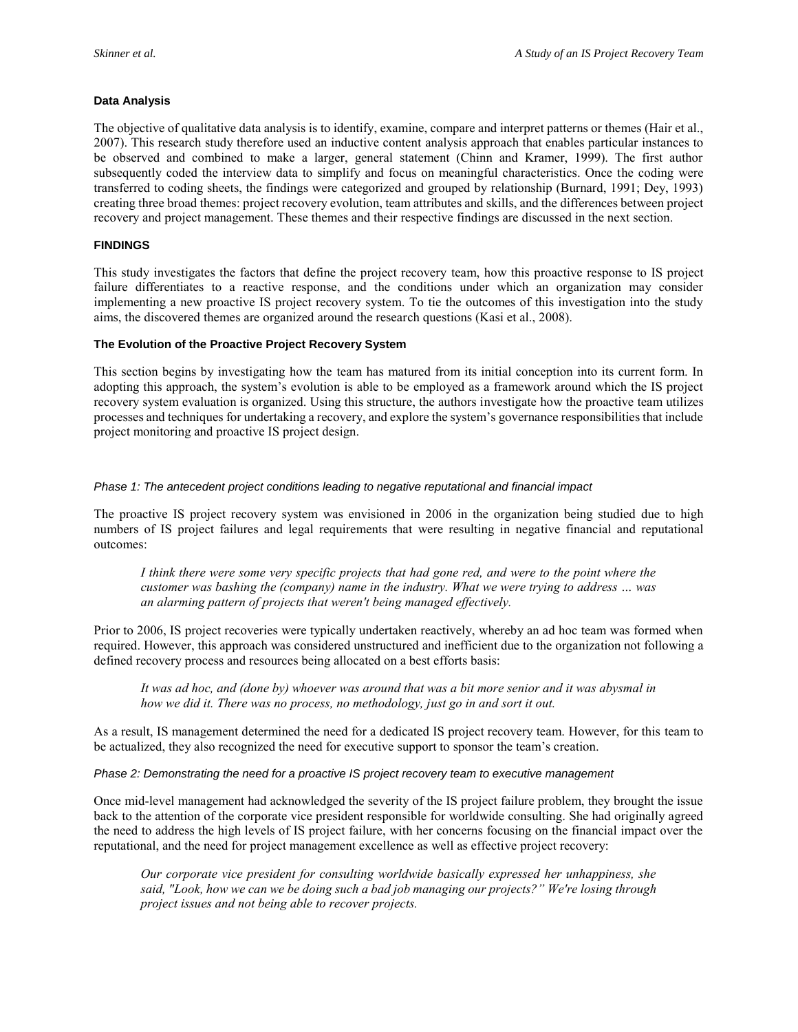### Data Analysis

The objective of qualitative data analysis is to identify, examine, compare and interpret patterns or themes (Hair et al., 2007). This research study therefore used an inductive content analysis approach that enables particular instances to be observed and combined to make a larger, general statement (Chinn and Kramer, 1999). The first author subsequently coded the interview data to simplify and focus on meaningful characteristics. Once the coding were transferred to coding sheets, the findings were categorized and grouped by relationship (Burnard, 1991; Dey, 1993) creating three broad themes: project recovery evolution, team attributes and skills, and the differences between project recovery and project management. These themes and their respective findings are discussed in the next section.

## FINDINGS

This study investigates the factors that define the project recovery team, how this proactive response to IS project failure differentiates to a reactive response, and the conditions under which an organization may consider implementing a new proactive IS project recovery system. To tie the outcomes of this investigation into the study aims, the discovered themes are organized around the research questions (Kasi et al., 2008).

### The Evolution of the Proactive Project Recovery System

This section begins by investigating how the team has matured from its initial conception into its current form. In adopting this approach, the system's evolution is able to be employed as a framework around which the IS project recovery system evaluation is organized. Using this structure, the authors investigate how the proactive team utilizes processes and techniques for undertaking a recovery, and explore the system's governance responsibilities that include project monitoring and proactive IS project design.

#### *Phase 1: The antecedent project conditions leading to negative reputational and financial impact*

The proactive IS project recovery system was envisioned in 2006 in the organization being studied due to high numbers of IS project failures and legal requirements that were resulting in negative financial and reputational outcomes:

> *I think there were some very specific projects that had gone red, and were to the point where the customer was bashing the (company) name in the industry. What we were trying to address … was an alarming pattern of projects that weren't being managed effectively.*

Prior to 2006, IS project recoveries were typically undertaken reactively, whereby an ad hoc team was formed when required. However, this approach was considered unstructured and inefficient due to the organization not following a defined recovery process and resources being allocated on a best efforts basis:

> *It was ad hoc, and (done by) whoever was around that was a bit more senior and it was abysmal in how we did it. There was no process, no methodology, just go in and sort it out.*

As a result, IS management determined the need for a dedicated IS project recovery team. However, for this team to be actualized, they also recognized the need for executive support to sponsor the team's creation.

#### *Phase 2: Demonstrating the need for a proactive IS project recovery team to executive management*

Once mid-level management had acknowledged the severity of the IS project failure problem, they brought the issue back to the attention of the corporate vice president responsible for worldwide consulting. She had originally agreed the need to address the high levels of IS project failure, with her concerns focusing on the financial impact over the reputational, and the need for project management excellence as well as effective project recovery:

> *Our corporate vice president for consulting worldwide basically expressed her unhappiness, she said, "Look, how we can we be doing such a bad job managing our projects?" We're losing through project issues and not being able to recover projects.*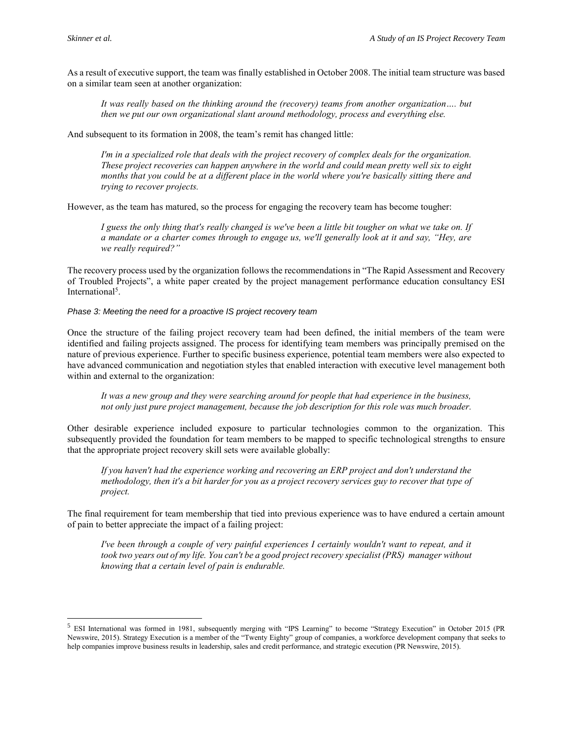As a result of executive support, the team was finally established in October 2008. The initial team structure was based on a similar team seen at another organization:

> *It was really based on the thinking around the (recovery) teams from another organization…. but then we put our own organizational slant around methodology, process and everything else.*

And subsequent to its formation in 2008, the team's remit has changed little:

> *I'm in a specialized role that deals with the project recovery of complex deals for the organization. These project recoveries can happen anywhere in the world and could mean pretty well six to eight months that you could be at a different place in the world where you're basically sitting there and trying to recover projects.*

However, as the team has matured, so the process for engaging the recovery team has become tougher:

> *I guess the only thing that's really changed is we've been a little bit tougher on what we take on. If a mandate or a charter comes through to engage us, we'll generally look at it and say, "Hey, are we really required?"*

The recovery process used by the organization follows the recommendations in "The Rapid Assessment and Recovery of Troubled Projects", a white paper created by the project management performance education consultancy ESI International[5].

#### *Phase 3: Meeting the need for a proactive IS project recovery team*

Once the structure of the failing project recovery team had been defined, the initial members of the team were identified and failing projects assigned. The process for identifying team members was principally premised on the nature of previous experience. Further to specific business experience, potential team members were also expected to have advanced communication and negotiation styles that enabled interaction with executive level management both within and external to the organization:

> *It was a new group and they were searching around for people that had experience in the business, not only just pure project management, because the job description for this role was much broader.*

Other desirable experience included exposure to particular technologies common to the organization. This subsequently provided the foundation for team members to be mapped to specific technological strengths to ensure that the appropriate project recovery skill sets were available globally:

> *If you haven't had the experience working and recovering an ERP project and don't understand the methodology, then it's a bit harder for you as a project recovery services guy to recover that type of project.*

The final requirement for team membership that tied into previous experience was to have endured a certain amount of pain to better appreciate the impact of a failing project:

> *I've been through a couple of very painful experiences I certainly wouldn't want to repeat, and it took two years out of my life. You can't be a good project recovery specialist (PRS) manager without knowing that a certain level of pain is endurable.*

---

[5] ESI International was formed in 1981, subsequently merging with "IPS Learning" to become "Strategy Execution" in October 2015 (PR Newswire, 2015). Strategy Execution is a member of the "Twenty Eighty" group of companies, a workforce development company that seeks to help companies improve business results in leadership, sales and credit performance, and strategic execution (PR Newswire, 2015).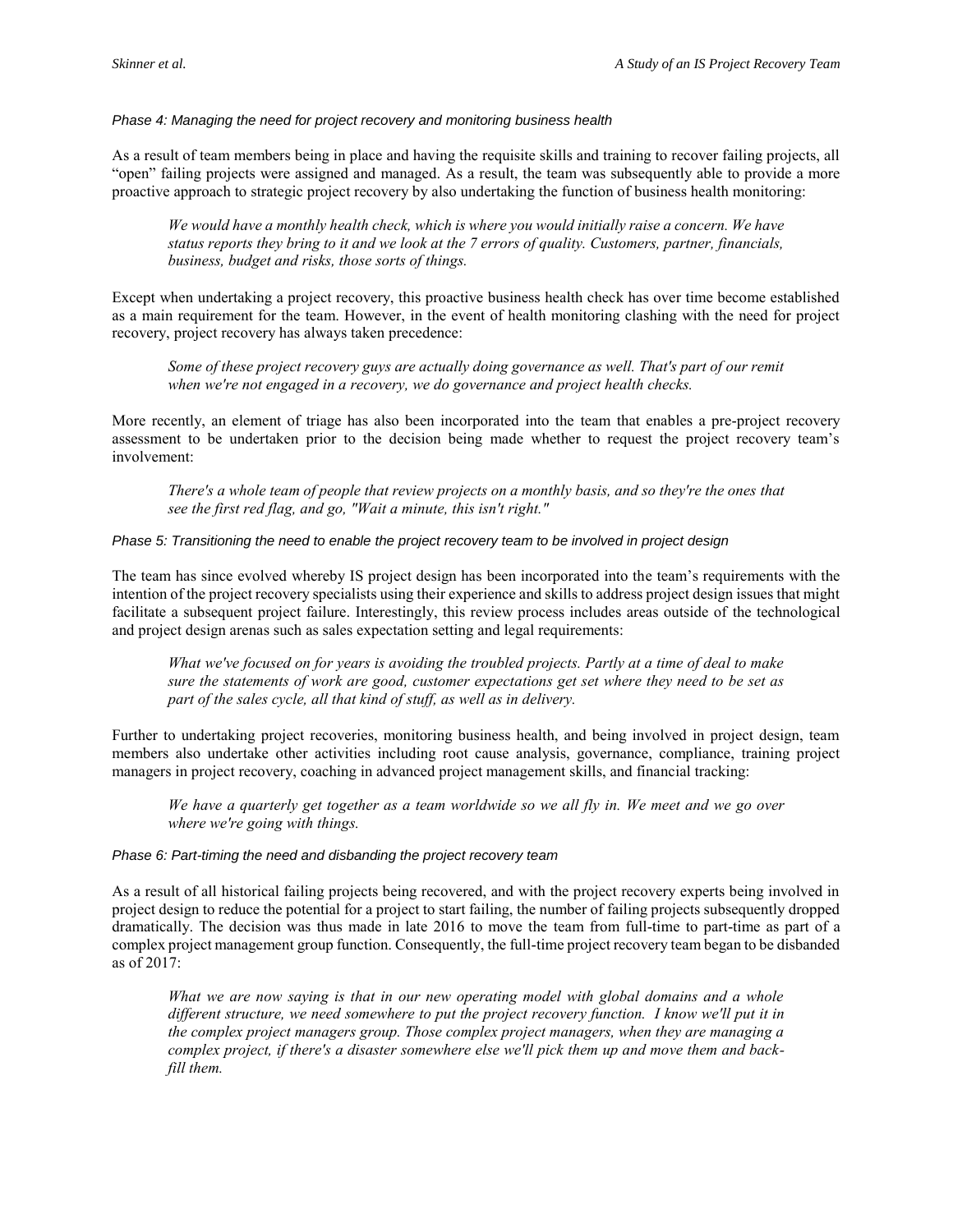*Phase 4: Managing the need for project recovery and monitoring business health*

As a result of team members being in place and having the requisite skills and training to recover failing projects, all "open" failing projects were assigned and managed. As a result, the team was subsequently able to provide a more proactive approach to strategic project recovery by also undertaking the function of business health monitoring:

> *We would have a monthly health check, which is where you would initially raise a concern. We have status reports they bring to it and we look at the 7 errors of quality. Customers, partner, financials, business, budget and risks, those sorts of things.*

Except when undertaking a project recovery, this proactive business health check has over time become established as a main requirement for the team. However, in the event of health monitoring clashing with the need for project recovery, project recovery has always taken precedence:

> *Some of these project recovery guys are actually doing governance as well. That's part of our remit when we're not engaged in a recovery, we do governance and project health checks.*

More recently, an element of triage has also been incorporated into the team that enables a pre-project recovery assessment to be undertaken prior to the decision being made whether to request the project recovery team's involvement:

> *There's a whole team of people that review projects on a monthly basis, and so they're the ones that see the first red flag, and go, "Wait a minute, this isn't right."*

*Phase 5: Transitioning the need to enable the project recovery team to be involved in project design*

The team has since evolved whereby IS project design has been incorporated into the team's requirements with the intention of the project recovery specialists using their experience and skills to address project design issues that might facilitate a subsequent project failure. Interestingly, this review process includes areas outside of the technological and project design arenas such as sales expectation setting and legal requirements:

> *What we've focused on for years is avoiding the troubled projects. Partly at a time of deal to make sure the statements of work are good, customer expectations get set where they need to be set as part of the sales cycle, all that kind of stuff, as well as in delivery.*

Further to undertaking project recoveries, monitoring business health, and being involved in project design, team members also undertake other activities including root cause analysis, governance, compliance, training project managers in project recovery, coaching in advanced project management skills, and financial tracking:

> *We have a quarterly get together as a team worldwide so we all fly in. We meet and we go over where we're going with things.*

*Phase 6: Part-timing the need and disbanding the project recovery team*

As a result of all historical failing projects being recovered, and with the project recovery experts being involved in project design to reduce the potential for a project to start failing, the number of failing projects subsequently dropped dramatically. The decision was thus made in late 2016 to move the team from full-time to part-time as part of a complex project management group function. Consequently, the full-time project recovery team began to be disbanded as of 2017:

> *What we are now saying is that in our new operating model with global domains and a whole different structure, we need somewhere to put the project recovery function. I know we'll put it in the complex project managers group. Those complex project managers, when they are managing a complex project, if there's a disaster somewhere else we'll pick them up and move them and back-fill them.*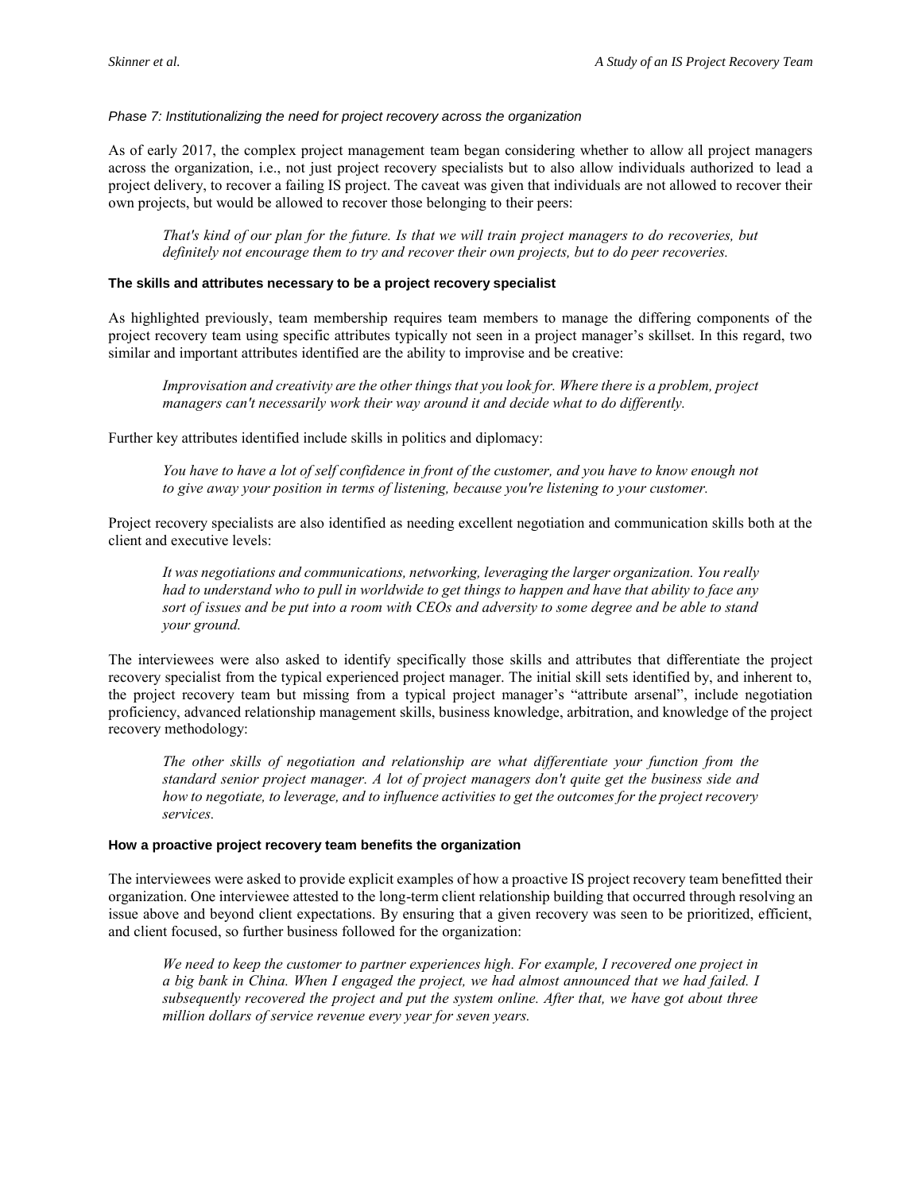*Phase 7: Institutionalizing the need for project recovery across the organization*

As of early 2017, the complex project management team began considering whether to allow all project managers across the organization, i.e., not just project recovery specialists but to also allow individuals authorized to lead a project delivery, to recover a failing IS project. The caveat was given that individuals are not allowed to recover their own projects, but would be allowed to recover those belonging to their peers:

> *That's kind of our plan for the future. Is that we will train project managers to do recoveries, but definitely not encourage them to try and recover their own projects, but to do peer recoveries.*

#### The skills and attributes necessary to be a project recovery specialist

As highlighted previously, team membership requires team members to manage the differing components of the project recovery team using specific attributes typically not seen in a project manager's skillset. In this regard, two similar and important attributes identified are the ability to improvise and be creative:

> *Improvisation and creativity are the other things that you look for. Where there is a problem, project managers can't necessarily work their way around it and decide what to do differently.*

Further key attributes identified include skills in politics and diplomacy:

> *You have to have a lot of self confidence in front of the customer, and you have to know enough not to give away your position in terms of listening, because you're listening to your customer.*

Project recovery specialists are also identified as needing excellent negotiation and communication skills both at the client and executive levels:

> *It was negotiations and communications, networking, leveraging the larger organization. You really had to understand who to pull in worldwide to get things to happen and have that ability to face any sort of issues and be put into a room with CEOs and adversity to some degree and be able to stand your ground.*

The interviewees were also asked to identify specifically those skills and attributes that differentiate the project recovery specialist from the typical experienced project manager. The initial skill sets identified by, and inherent to, the project recovery team but missing from a typical project manager's "attribute arsenal", include negotiation proficiency, advanced relationship management skills, business knowledge, arbitration, and knowledge of the project recovery methodology:

> *The other skills of negotiation and relationship are what differentiate your function from the standard senior project manager. A lot of project managers don't quite get the business side and how to negotiate, to leverage, and to influence activities to get the outcomes for the project recovery services.*

#### How a proactive project recovery team benefits the organization

The interviewees were asked to provide explicit examples of how a proactive IS project recovery team benefitted their organization. One interviewee attested to the long-term client relationship building that occurred through resolving an issue above and beyond client expectations. By ensuring that a given recovery was seen to be prioritized, efficient, and client focused, so further business followed for the organization:

> *We need to keep the customer to partner experiences high. For example, I recovered one project in a big bank in China. When I engaged the project, we had almost announced that we had failed. I subsequently recovered the project and put the system online. After that, we have got about three million dollars of service revenue every year for seven years.*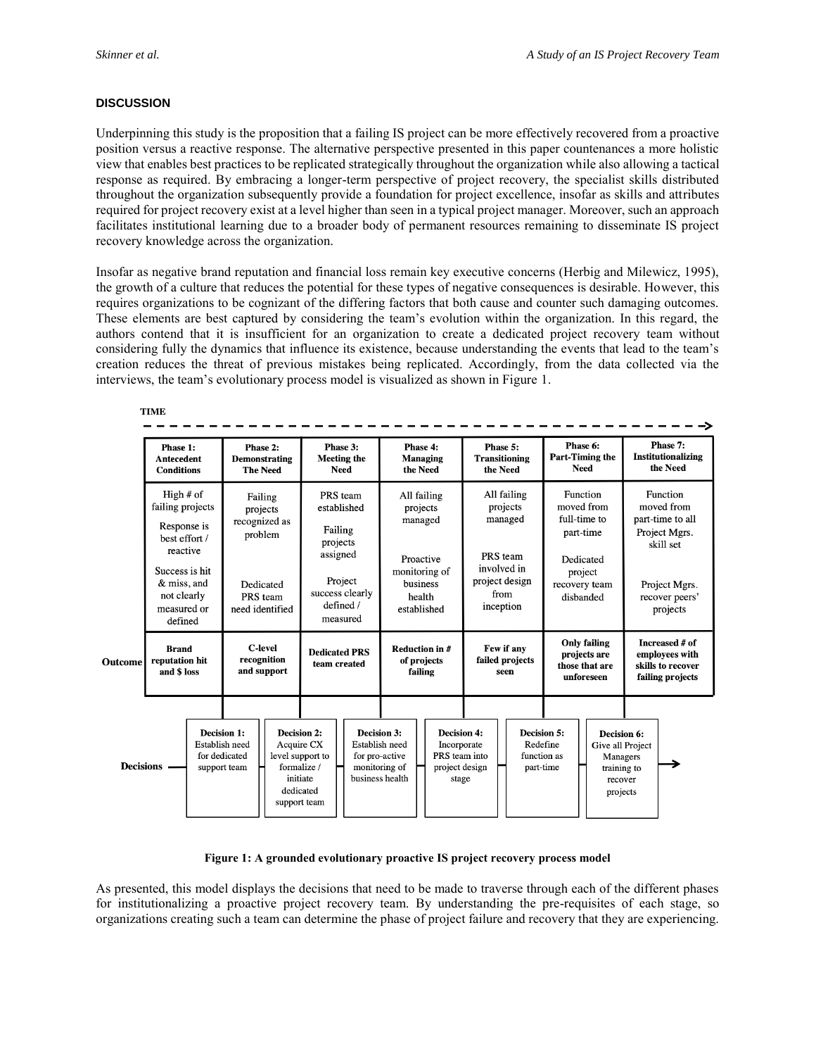## DISCUSSION

Underpinning this study is the proposition that a failing IS project can be more effectively recovered from a proactive position versus a reactive response. The alternative perspective presented in this paper countenances a more holistic view that enables best practices to be replicated strategically throughout the organization while also allowing a tactical response as required. By embracing a longer-term perspective of project recovery, the specialist skills distributed throughout the organization subsequently provide a foundation for project excellence, insofar as skills and attributes required for project recovery exist at a level higher than seen in a typical project manager. Moreover, such an approach facilitates institutional learning due to a broader body of permanent resources remaining to disseminate IS project recovery knowledge across the organization.

Insofar as negative brand reputation and financial loss remain key executive concerns (Herbig and Milewicz, 1995), the growth of a culture that reduces the potential for these types of negative consequences is desirable. However, this requires organizations to be cognizant of the differing factors that both cause and counter such damaging outcomes. These elements are best captured by considering the team's evolution within the organization. In this regard, the authors contend that it is insufficient for an organization to create a dedicated project recovery team without considering fully the dynamics that influence its existence, because understanding the events that lead to the team's creation reduces the threat of previous mistakes being replicated. Accordingly, from the data collected via the interviews, the team's evolutionary process model is visualized as shown in Figure 1.

TIME →

| | Phase 1: Antecedent Conditions | Phase 2: Demonstrating The Need | Phase 3: Meeting the Need | Phase 4: Managing the Need | Phase 5: Transitioning the Need | Phase 6: Part-Timing the Need | Phase 7: Institutionalizing the Need |
|---|---|---|---|---|---|---|---|
| | High # of failing projects; Response is best effort / reactive; Success is hit & miss, and not clearly measured or defined | Failing projects recognized as problem; Dedicated PRS team need identified | PRS team established; Failing projects assigned; Project success clearly defined / measured | All failing projects managed; Proactive monitoring of business health established | All failing projects managed; PRS team involved in project design from inception | Function moved from full-time to part-time; Dedicated project recovery team disbanded | Function moved from part-time to all Project Mgrs. skill set; Project Mgrs. recover peers' projects |
| **Outcome** | **Brand reputation hit and $ loss** | **C-level recognition and support** | **Dedicated PRS team created** | **Reduction in # of projects failing** | **Few if any failed projects seen** | **Only failing projects are those that are unforeseen** | **Increased # of employees with skills to recover failing projects** |

**Decisions** → **Decision 1:** Establish need for dedicated support team → **Decision 2:** Acquire CX level support to formalize / initiate dedicated support team → **Decision 3:** Establish need for pro-active monitoring of business health → **Decision 4:** Incorporate PRS team into project design stage → **Decision 5:** Redefine function as part-time → **Decision 6:** Give all Project Managers training to recover projects →

**Figure 1: A grounded evolutionary proactive IS project recovery process model**

As presented, this model displays the decisions that need to be made to traverse through each of the different phases for institutionalizing a proactive project recovery team. By understanding the pre-requisites of each stage, so organizations creating such a team can determine the phase of project failure and recovery that they are experiencing.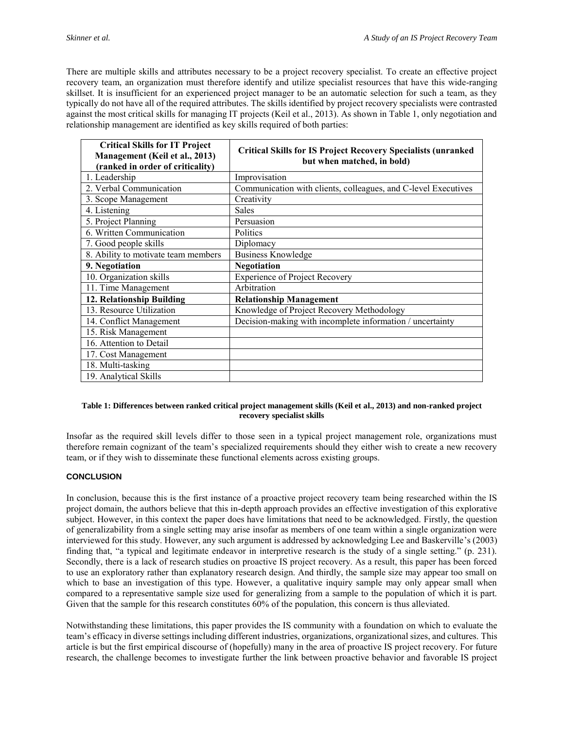There are multiple skills and attributes necessary to be a project recovery specialist. To create an effective project recovery team, an organization must therefore identify and utilize specialist resources that have this wide-ranging skillset. It is insufficient for an experienced project manager to be an automatic selection for such a team, as they typically do not have all of the required attributes. The skills identified by project recovery specialists were contrasted against the most critical skills for managing IT projects (Keil et al., 2013). As shown in Table 1, only negotiation and relationship management are identified as key skills required of both parties:

| Critical Skills for IT Project Management (Keil et al., 2013) (ranked in order of criticality) | Critical Skills for IS Project Recovery Specialists (unranked but when matched, in bold) |
|---|---|
| 1. Leadership | Improvisation |
| 2. Verbal Communication | Communication with clients, colleagues, and C-level Executives |
| 3. Scope Management | Creativity |
| 4. Listening | Sales |
| 5. Project Planning | Persuasion |
| 6. Written Communication | Politics |
| 7. Good people skills | Diplomacy |
| 8. Ability to motivate team members | Business Knowledge |
| **9. Negotiation** | **Negotiation** |
| 10. Organization skills | Experience of Project Recovery |
| 11. Time Management | Arbitration |
| **12. Relationship Building** | **Relationship Management** |
| 13. Resource Utilization | Knowledge of Project Recovery Methodology |
| 14. Conflict Management | Decision-making with incomplete information / uncertainty |
| 15. Risk Management | |
| 16. Attention to Detail | |
| 17. Cost Management | |
| 18. Multi-tasking | |
| 19. Analytical Skills | |

**Table 1: Differences between ranked critical project management skills (Keil et al., 2013) and non-ranked project recovery specialist skills**

Insofar as the required skill levels differ to those seen in a typical project management role, organizations must therefore remain cognizant of the team's specialized requirements should they either wish to create a new recovery team, or if they wish to disseminate these functional elements across existing groups.

## CONCLUSION

In conclusion, because this is the first instance of a proactive project recovery team being researched within the IS project domain, the authors believe that this in-depth approach provides an effective investigation of this explorative subject. However, in this context the paper does have limitations that need to be acknowledged. Firstly, the question of generalizability from a single setting may arise insofar as members of one team within a single organization were interviewed for this study. However, any such argument is addressed by acknowledging Lee and Baskerville's (2003) finding that, "a typical and legitimate endeavor in interpretive research is the study of a single setting." (p. 231). Secondly, there is a lack of research studies on proactive IS project recovery. As a result, this paper has been forced to use an exploratory rather than explanatory research design. And thirdly, the sample size may appear too small on which to base an investigation of this type. However, a qualitative inquiry sample may only appear small when compared to a representative sample size used for generalizing from a sample to the population of which it is part. Given that the sample for this research constitutes 60% of the population, this concern is thus alleviated.

Notwithstanding these limitations, this paper provides the IS community with a foundation on which to evaluate the team's efficacy in diverse settings including different industries, organizations, organizational sizes, and cultures. This article is but the first empirical discourse of (hopefully) many in the area of proactive IS project recovery. For future research, the challenge becomes to investigate further the link between proactive behavior and favorable IS project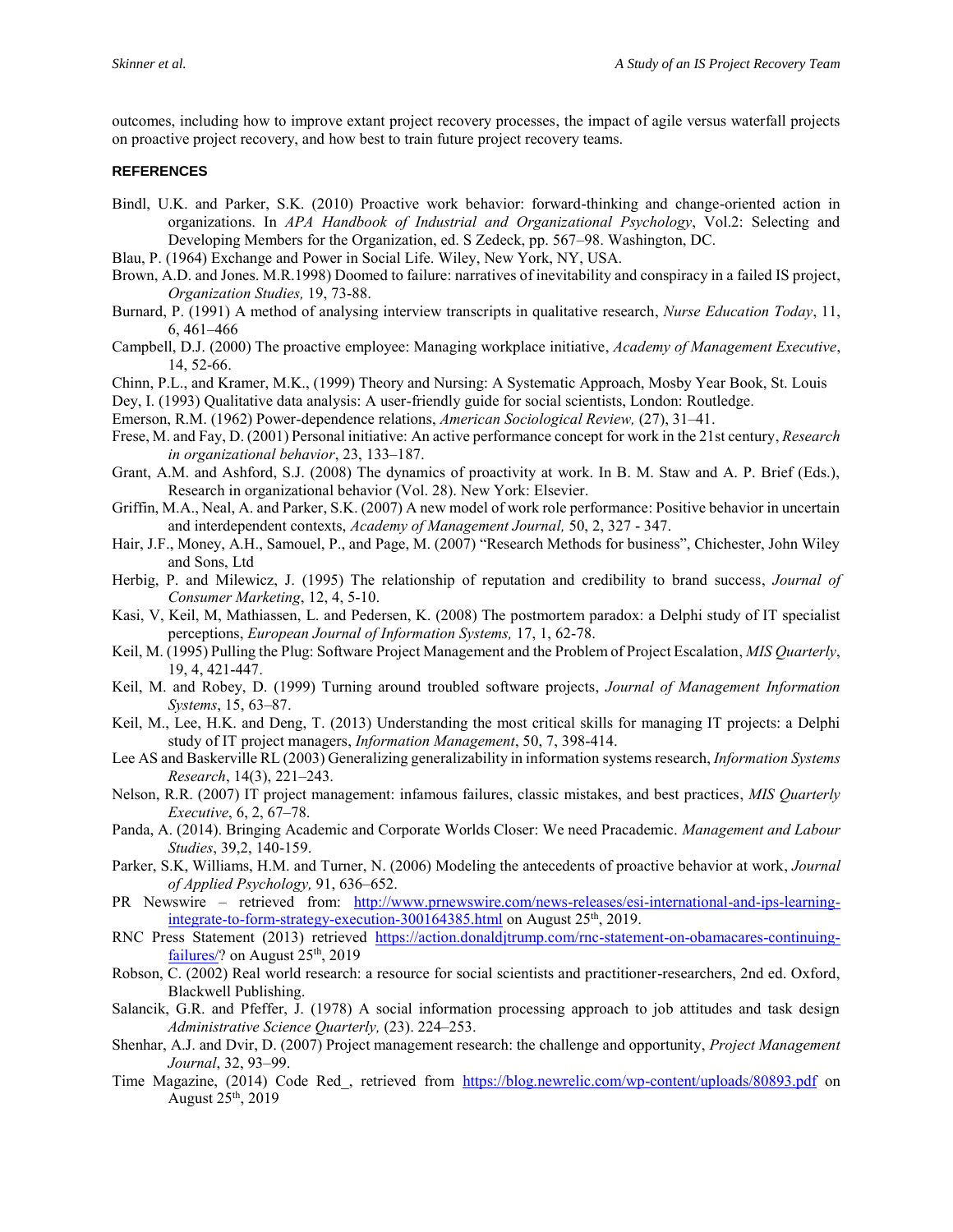outcomes, including how to improve extant project recovery processes, the impact of agile versus waterfall projects on proactive project recovery, and how best to train future project recovery teams.

### REFERENCES

Bindl, U.K. and Parker, S.K. (2010) Proactive work behavior: forward-thinking and change-oriented action in organizations. In *APA Handbook of Industrial and Organizational Psychology*, Vol.2: Selecting and Developing Members for the Organization, ed. S Zedeck, pp. 567–98. Washington, DC.

Blau, P. (1964) Exchange and Power in Social Life. Wiley, New York, NY, USA.

Brown, A.D. and Jones. M.R.1998) Doomed to failure: narratives of inevitability and conspiracy in a failed IS project, *Organization Studies,* 19, 73-88.

Burnard, P. (1991) A method of analysing interview transcripts in qualitative research, *Nurse Education Today*, 11, 6, 461–466

Campbell, D.J. (2000) The proactive employee: Managing workplace initiative, *Academy of Management Executive*, 14, 52-66.

Chinn, P.L., and Kramer, M.K., (1999) Theory and Nursing: A Systematic Approach, Mosby Year Book, St. Louis

Dey, I. (1993) Qualitative data analysis: A user-friendly guide for social scientists, London: Routledge.

Emerson, R.M. (1962) Power-dependence relations, *American Sociological Review,* (27), 31–41.

Frese, M. and Fay, D. (2001) Personal initiative: An active performance concept for work in the 21st century, *Research in organizational behavior*, 23, 133–187.

Grant, A.M. and Ashford, S.J. (2008) The dynamics of proactivity at work. In B. M. Staw and A. P. Brief (Eds.), Research in organizational behavior (Vol. 28). New York: Elsevier.

Griffin, M.A., Neal, A. and Parker, S.K. (2007) A new model of work role performance: Positive behavior in uncertain and interdependent contexts, *Academy of Management Journal,* 50, 2, 327 - 347.

Hair, J.F., Money, A.H., Samouel, P., and Page, M. (2007) "Research Methods for business", Chichester, John Wiley and Sons, Ltd

Herbig, P. and Milewicz, J. (1995) The relationship of reputation and credibility to brand success, *Journal of Consumer Marketing*, 12, 4, 5-10.

Kasi, V, Keil, M, Mathiassen, L. and Pedersen, K. (2008) The postmortem paradox: a Delphi study of IT specialist perceptions, *European Journal of Information Systems,* 17, 1, 62-78.

Keil, M. (1995) Pulling the Plug: Software Project Management and the Problem of Project Escalation, *MIS Quarterly*, 19, 4, 421-447.

Keil, M. and Robey, D. (1999) Turning around troubled software projects, *Journal of Management Information Systems*, 15, 63–87.

Keil, M., Lee, H.K. and Deng, T. (2013) Understanding the most critical skills for managing IT projects: a Delphi study of IT project managers, *Information Management*, 50, 7, 398-414.

Lee AS and Baskerville RL (2003) Generalizing generalizability in information systems research, *Information Systems Research*, 14(3), 221–243.

Nelson, R.R. (2007) IT project management: infamous failures, classic mistakes, and best practices, *MIS Quarterly Executive*, 6, 2, 67–78.

Panda, A. (2014). Bringing Academic and Corporate Worlds Closer: We need Pracademic. *Management and Labour Studies*, 39,2, 140-159.

Parker, S.K, Williams, H.M. and Turner, N. (2006) Modeling the antecedents of proactive behavior at work, *Journal of Applied Psychology,* 91, 636–652.

PR Newswire – retrieved from: http://www.prnewswire.com/news-releases/esi-international-and-ips-learning-integrate-to-form-strategy-execution-300164385.html on August 25th, 2019.

RNC Press Statement (2013) retrieved https://action.donaldjtrump.com/rnc-statement-on-obamacares-continuing-failures/? on August 25th, 2019

Robson, C. (2002) Real world research: a resource for social scientists and practitioner-researchers, 2nd ed. Oxford, Blackwell Publishing.

Salancik, G.R. and Pfeffer, J. (1978) A social information processing approach to job attitudes and task design *Administrative Science Quarterly,* (23). 224–253.

Shenhar, A.J. and Dvir, D. (2007) Project management research: the challenge and opportunity, *Project Management Journal*, 32, 93–99.

Time Magazine, (2014) Code Red_, retrieved from https://blog.newrelic.com/wp-content/uploads/80893.pdf on August 25th, 2019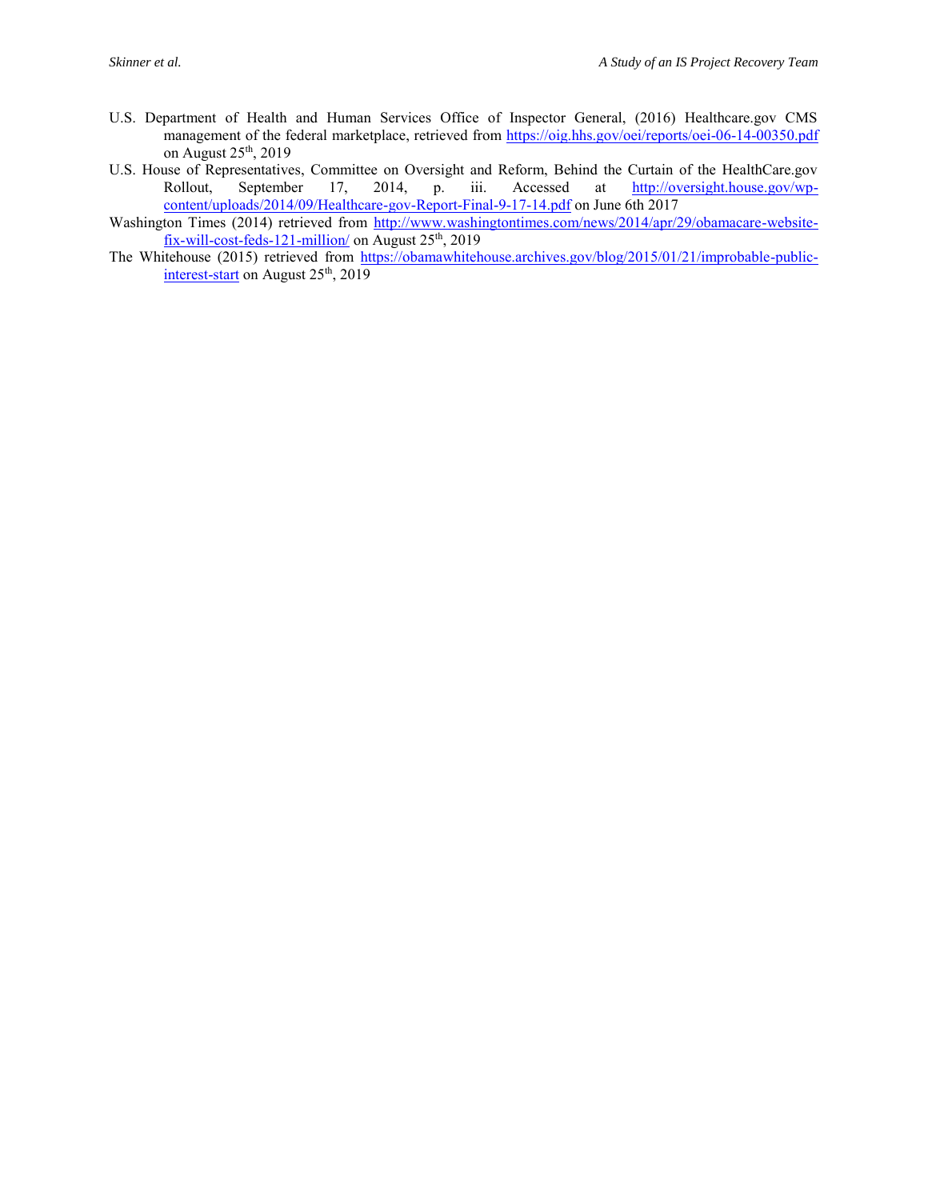U.S. Department of Health and Human Services Office of Inspector General, (2016) Healthcare.gov CMS management of the federal marketplace, retrieved from https://oig.hhs.gov/oei/reports/oei-06-14-00350.pdf on August 25th, 2019

U.S. House of Representatives, Committee on Oversight and Reform, Behind the Curtain of the HealthCare.gov Rollout, September 17, 2014, p. iii. Accessed at http://oversight.house.gov/wp-content/uploads/2014/09/Healthcare-gov-Report-Final-9-17-14.pdf on June 6th 2017

Washington Times (2014) retrieved from http://www.washingtontimes.com/news/2014/apr/29/obamacare-website-fix-will-cost-feds-121-million/ on August 25th, 2019

The Whitehouse (2015) retrieved from https://obamawhitehouse.archives.gov/blog/2015/01/21/improbable-public-interest-start on August 25th, 2019